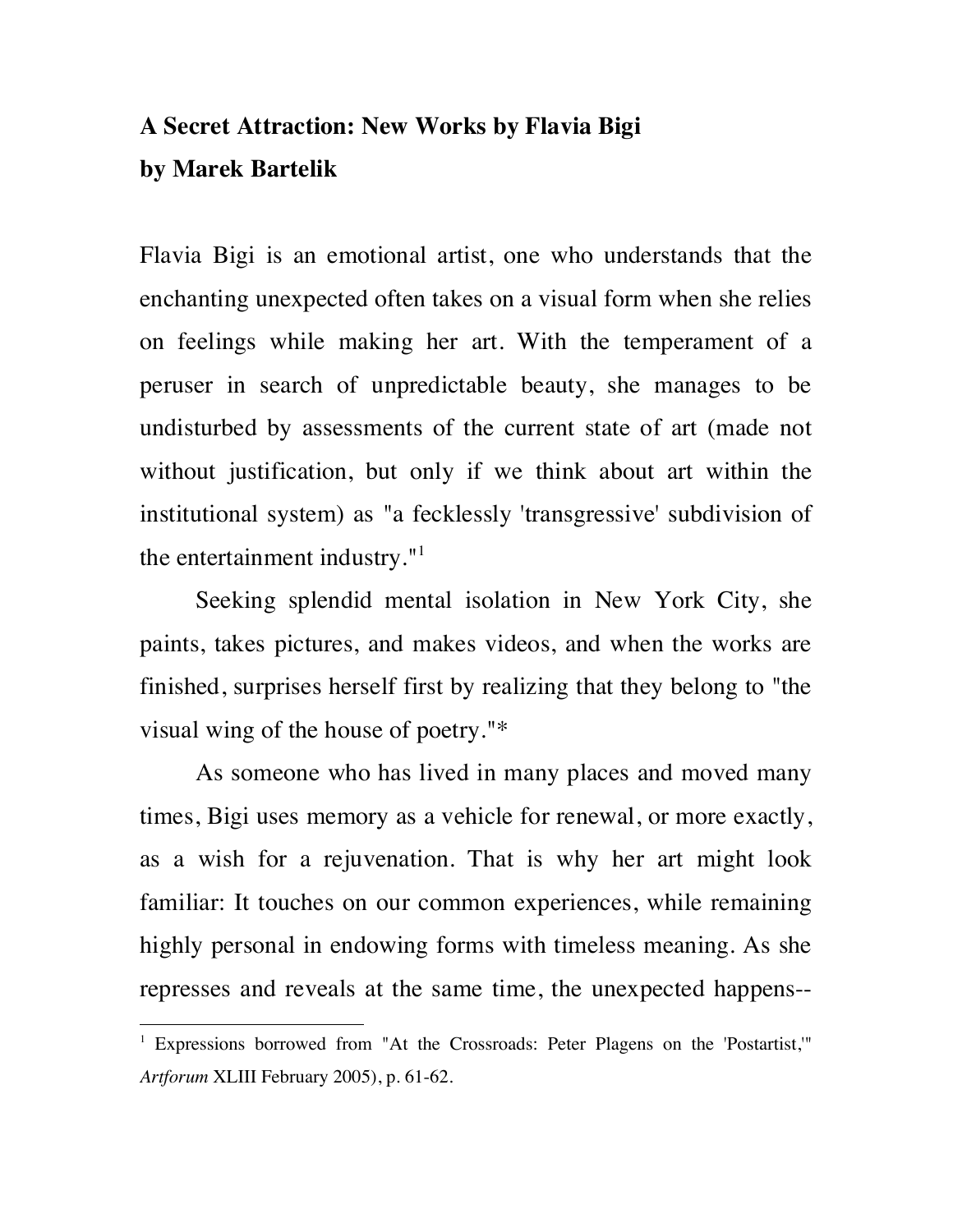**A Secret Attraction: New Works by Flavia Bigi**
**by Marek Bartelik**

Flavia Bigi is an emotional artist, one who understands that the enchanting unexpected often takes on a visual form when she relies on feelings while making her art. With the temperament of a peruser in search of unpredictable beauty, she manages to be undisturbed by assessments of the current state of art (made not without justification, but only if we think about art within the institutional system) as "a fecklessly 'transgressive' subdivision of the entertainment industry."[1]

Seeking splendid mental isolation in New York City, she paints, takes pictures, and makes videos, and when the works are finished, surprises herself first by realizing that they belong to "the visual wing of the house of poetry."*

As someone who has lived in many places and moved many times, Bigi uses memory as a vehicle for renewal, or more exactly, as a wish for a rejuvenation. That is why her art might look familiar: It touches on our common experiences, while remaining highly personal in endowing forms with timeless meaning. As she represses and reveals at the same time, the unexpected happens--

---

[1] Expressions borrowed from "At the Crossroads: Peter Plagens on the 'Postartist,'" *Artforum* XLIII February 2005), p. 61-62.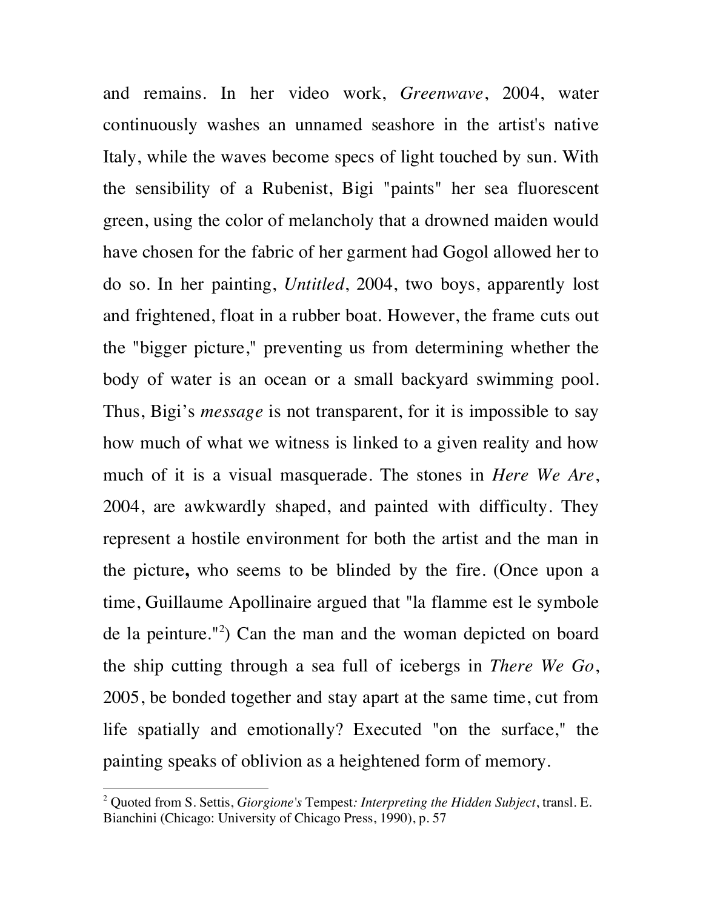and remains. In her video work, *Greenwave*, 2004, water continuously washes an unnamed seashore in the artist's native Italy, while the waves become specs of light touched by sun. With the sensibility of a Rubenist, Bigi "paints" her sea fluorescent green, using the color of melancholy that a drowned maiden would have chosen for the fabric of her garment had Gogol allowed her to do so. In her painting, *Untitled*, 2004, two boys, apparently lost and frightened, float in a rubber boat. However, the frame cuts out the "bigger picture," preventing us from determining whether the body of water is an ocean or a small backyard swimming pool. Thus, Bigi's *message* is not transparent, for it is impossible to say how much of what we witness is linked to a given reality and how much of it is a visual masquerade. The stones in *Here We Are*, 2004, are awkwardly shaped, and painted with difficulty. They represent a hostile environment for both the artist and the man in the picture**,** who seems to be blinded by the fire. (Once upon a time, Guillaume Apollinaire argued that "la flamme est le symbole de la peinture."[2]) Can the man and the woman depicted on board the ship cutting through a sea full of icebergs in *There We Go*, 2005, be bonded together and stay apart at the same time, cut from life spatially and emotionally? Executed "on the surface," the painting speaks of oblivion as a heightened form of memory.

---

[2] Quoted from S. Settis, *Giorgione's* Tempest*: Interpreting the Hidden Subject*, transl. E. Bianchini (Chicago: University of Chicago Press, 1990), p. 57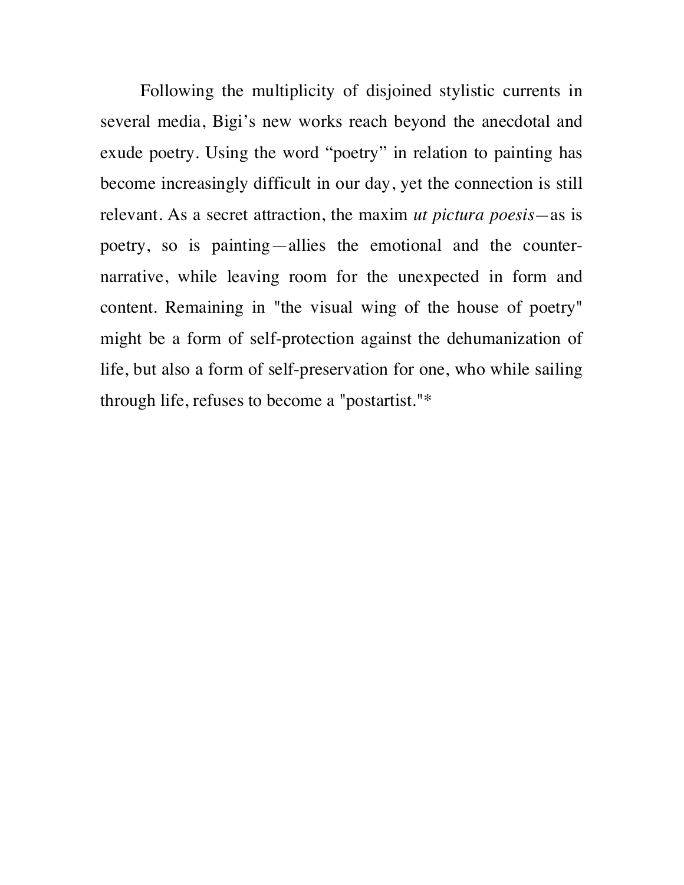Following the multiplicity of disjoined stylistic currents in several media, Bigi's new works reach beyond the anecdotal and exude poetry. Using the word "poetry" in relation to painting has become increasingly difficult in our day, yet the connection is still relevant. As a secret attraction, the maxim *ut pictura poesis*—as is poetry, so is painting—allies the emotional and the counter-narrative, while leaving room for the unexpected in form and content. Remaining in "the visual wing of the house of poetry" might be a form of self-protection against the dehumanization of life, but also a form of self-preservation for one, who while sailing through life, refuses to become a "postartist."*